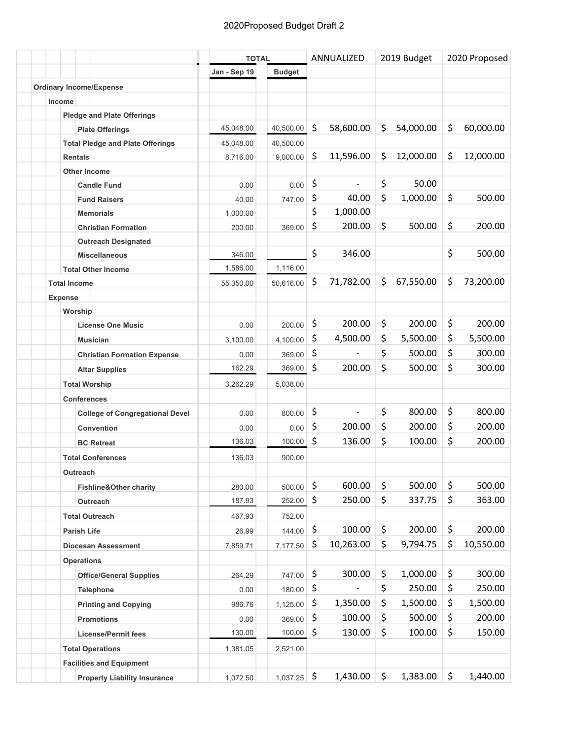# 2020Proposed Budget Draft 2

| | TOTAL | | ANNUALIZED | 2019 Budget | 2020 Proposed |
|---|---|---|---|---|---|
| | Jan - Sep 19 | Budget | | | |
| **Ordinary Income/Expense** | | | | | |
| **Income** | | | | | |
| **Pledge and Plate Offerings** | | | | | |
| **Plate Offerings** | 45,048.00 | 40,500.00 | $ 58,600.00 | $ 54,000.00 | $ 60,000.00 |
| **Total Pledge and Plate Offerings** | 45,048.00 | 40,500.00 | | | |
| **Rentals** | 8,716.00 | 9,000.00 | $ 11,596.00 | $ 12,000.00 | $ 12,000.00 |
| **Other Income** | | | | | |
| **Candle Fund** | 0.00 | 0.00 | $ - | $ 50.00 | |
| **Fund Raisers** | 40.00 | 747.00 | $ 40.00 | $ 1,000.00 | $ 500.00 |
| **Memorials** | 1,000.00 | | $ 1,000.00 | | |
| **Christian Formation** | 200.00 | 369.00 | $ 200.00 | $ 500.00 | $ 200.00 |
| **Outreach Designated** | | | | | |
| **Miscellaneous** | 346.00 | | $ 346.00 | | $ 500.00 |
| **Total Other Income** | 1,586.00 | 1,116.00 | | | |
| **Total Income** | 55,350.00 | 50,616.00 | $ 71,782.00 | $ 67,550.00 | $ 73,200.00 |
| **Expense** | | | | | |
| **Worship** | | | | | |
| **License One Music** | 0.00 | 200.00 | $ 200.00 | $ 200.00 | $ 200.00 |
| **Musician** | 3,100.00 | 4,100.00 | $ 4,500.00 | $ 5,500.00 | $ 5,500.00 |
| **Christian Formation Expense** | 0.00 | 369.00 | $ - | $ 500.00 | $ 300.00 |
| **Altar Supplies** | 162.29 | 369.00 | $ 200.00 | $ 500.00 | $ 300.00 |
| **Total Worship** | 3,262.29 | 5,038.00 | | | |
| **Conferences** | | | | | |
| **College of Congregational Devel** | 0.00 | 800.00 | $ - | $ 800.00 | $ 800.00 |
| **Convention** | 0.00 | 0.00 | $ 200.00 | $ 200.00 | $ 200.00 |
| **BC Retreat** | 136.03 | 100.00 | $ 136.00 | $ 100.00 | $ 200.00 |
| **Total Conferences** | 136.03 | 900.00 | | | |
| **Outreach** | | | | | |
| **Fishline&Other charity** | 280.00 | 500.00 | $ 600.00 | $ 500.00 | $ 500.00 |
| **Outreach** | 187.93 | 252.00 | $ 250.00 | $ 337.75 | $ 363.00 |
| **Total Outreach** | 467.93 | 752.00 | | | |
| **Parish Life** | 26.99 | 144.00 | $ 100.00 | $ 200.00 | $ 200.00 |
| **Diocesan Assessment** | 7,859.71 | 7,177.50 | $ 10,263.00 | $ 9,794.75 | $ 10,550.00 |
| **Operations** | | | | | |
| **Office/General Supplies** | 264.29 | 747.00 | $ 300.00 | $ 1,000.00 | $ 300.00 |
| **Telephone** | 0.00 | 180.00 | $ - | $ 250.00 | $ 250.00 |
| **Printing and Copying** | 986.76 | 1,125.00 | $ 1,350.00 | $ 1,500.00 | $ 1,500.00 |
| **Promotions** | 0.00 | 369.00 | $ 100.00 | $ 500.00 | $ 200.00 |
| **License/Permit fees** | 130.00 | 100.00 | $ 130.00 | $ 100.00 | $ 150.00 |
| **Total Operations** | 1,381.05 | 2,521.00 | | | |
| **Facilities and Equipment** | | | | | |
| **Property Liability Insurance** | 1,072.50 | 1,037.25 | $ 1,430.00 | $ 1,383.00 | $ 1,440.00 |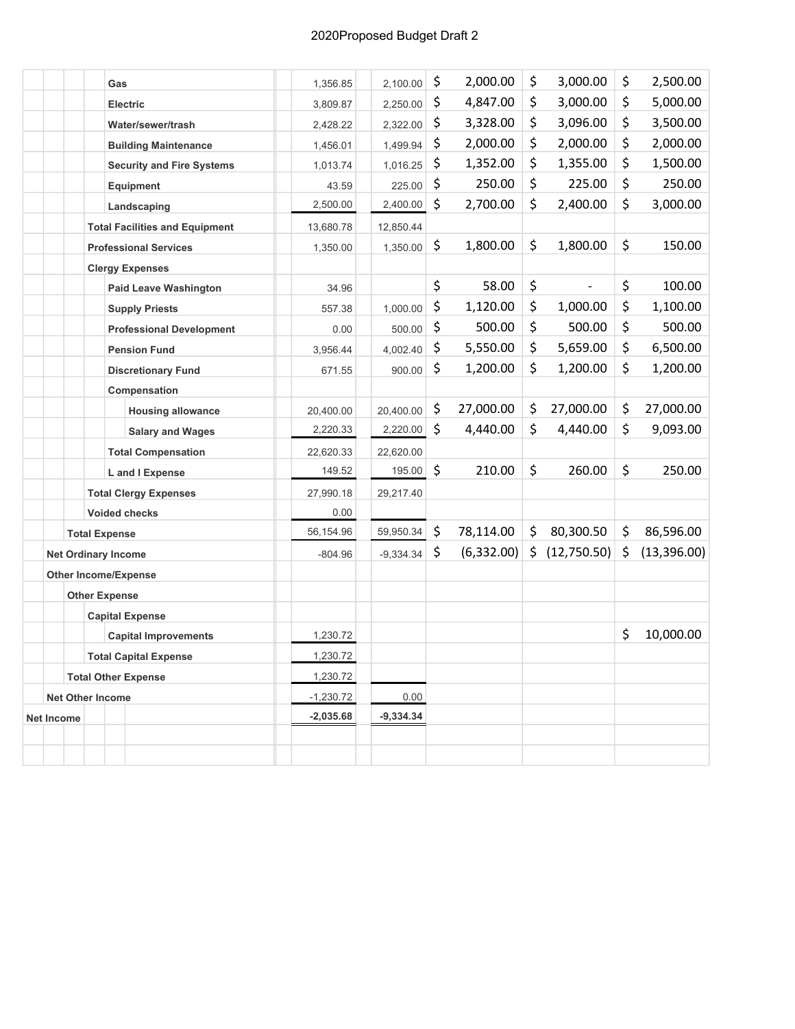# 2020Proposed Budget Draft 2

| | | | | | |
|---|---|---|---|---|---|
| Gas | 1,356.85 | 2,100.00 | $ 2,000.00 | $ 3,000.00 | $ 2,500.00 |
| Electric | 3,809.87 | 2,250.00 | $ 4,847.00 | $ 3,000.00 | $ 5,000.00 |
| Water/sewer/trash | 2,428.22 | 2,322.00 | $ 3,328.00 | $ 3,096.00 | $ 3,500.00 |
| Building Maintenance | 1,456.01 | 1,499.94 | $ 2,000.00 | $ 2,000.00 | $ 2,000.00 |
| Security and Fire Systems | 1,013.74 | 1,016.25 | $ 1,352.00 | $ 1,355.00 | $ 1,500.00 |
| Equipment | 43.59 | 225.00 | $ 250.00 | $ 225.00 | $ 250.00 |
| Landscaping | 2,500.00 | 2,400.00 | $ 2,700.00 | $ 2,400.00 | $ 3,000.00 |
| **Total Facilities and Equipment** | 13,680.78 | 12,850.44 | | | |
| **Professional Services** | 1,350.00 | 1,350.00 | $ 1,800.00 | $ 1,800.00 | $ 150.00 |
| **Clergy Expenses** | | | | | |
| Paid Leave Washington | 34.96 | | $ 58.00 | $ - | $ 100.00 |
| Supply Priests | 557.38 | 1,000.00 | $ 1,120.00 | $ 1,000.00 | $ 1,100.00 |
| Professional Development | 0.00 | 500.00 | $ 500.00 | $ 500.00 | $ 500.00 |
| Pension Fund | 3,956.44 | 4,002.40 | $ 5,550.00 | $ 5,659.00 | $ 6,500.00 |
| Discretionary Fund | 671.55 | 900.00 | $ 1,200.00 | $ 1,200.00 | $ 1,200.00 |
| Compensation | | | | | |
| Housing allowance | 20,400.00 | 20,400.00 | $ 27,000.00 | $ 27,000.00 | $ 27,000.00 |
| Salary and Wages | 2,220.33 | 2,220.00 | $ 4,440.00 | $ 4,440.00 | $ 9,093.00 |
| **Total Compensation** | 22,620.33 | 22,620.00 | | | |
| L and I Expense | 149.52 | 195.00 | $ 210.00 | $ 260.00 | $ 250.00 |
| **Total Clergy Expenses** | 27,990.18 | 29,217.40 | | | |
| **Voided checks** | 0.00 | | | | |
| **Total Expense** | 56,154.96 | 59,950.34 | $ 78,114.00 | $ 80,300.50 | $ 86,596.00 |
| **Net Ordinary Income** | -804.96 | -9,334.34 | $ (6,332.00) | $ (12,750.50) | $ (13,396.00) |
| **Other Income/Expense** | | | | | |
| **Other Expense** | | | | | |
| **Capital Expense** | | | | | |
| Capital Improvements | 1,230.72 | | | | $ 10,000.00 |
| **Total Capital Expense** | 1,230.72 | | | | |
| **Total Other Expense** | 1,230.72 | | | | |
| **Net Other Income** | -1,230.72 | 0.00 | | | |
| **Net Income** | **-2,035.68** | **-9,334.34** | | | |